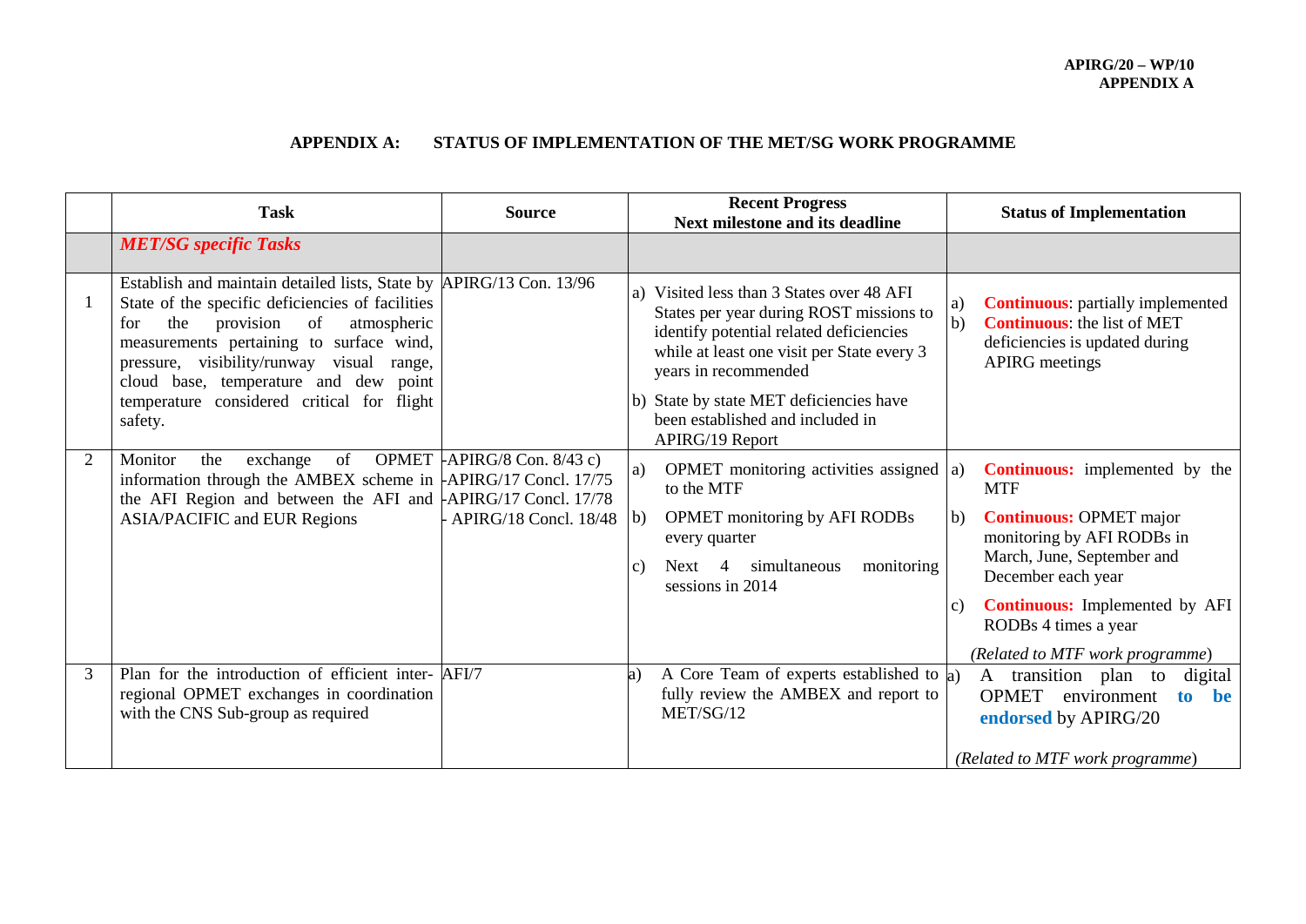**APIRG/20 – WP/10**
**APPENDIX A**

## APPENDIX A: STATUS OF IMPLEMENTATION OF THE MET/SG WORK PROGRAMME

| | Task | Source | Recent Progress<br>Next milestone and its deadline | Status of Implementation |
|---|---|---|---|---|
| | ***MET/SG specific Tasks*** | | | |
| 1 | Establish and maintain detailed lists, State by State of the specific deficiencies of facilities for the provision of atmospheric measurements pertaining to surface wind, pressure, visibility/runway visual range, cloud base, temperature and dew point temperature considered critical for flight safety. | APIRG/13 Con. 13/96 | a) Visited less than 3 States over 48 AFI States per year during ROST missions to identify potential related deficiencies while at least one visit per State every 3 years in recommended<br>b) State by state MET deficiencies have been established and included in APIRG/19 Report | a) **Continuous**: partially implemented<br>b) **Continuous**: the list of MET deficiencies is updated during APIRG meetings |
| 2 | Monitor the exchange of OPMET information through the AMBEX scheme in the AFI Region and between the AFI and ASIA/PACIFIC and EUR Regions | -APIRG/8 Con. 8/43 c)<br>-APIRG/17 Concl. 17/75<br>-APIRG/17 Concl. 17/78<br>- APIRG/18 Concl. 18/48 | a) OPMET monitoring activities assigned to the MTF<br>b) OPMET monitoring by AFI RODBs every quarter<br>c) Next 4 simultaneous monitoring sessions in 2014 | a) **Continuous:** implemented by the MTF<br>b) **Continuous:** OPMET major monitoring by AFI RODBs in March, June, September and December each year<br>c) **Continuous:** Implemented by AFI RODBs 4 times a year<br>*(Related to MTF work programme)* |
| 3 | Plan for the introduction of efficient inter-regional OPMET exchanges in coordination with the CNS Sub-group as required | AFI/7 | a) A Core Team of experts established to fully review the AMBEX and report to MET/SG/12 | a) A transition plan to digital OPMET environment **to be endorsed** by APIRG/20<br>*(Related to MTF work programme)* |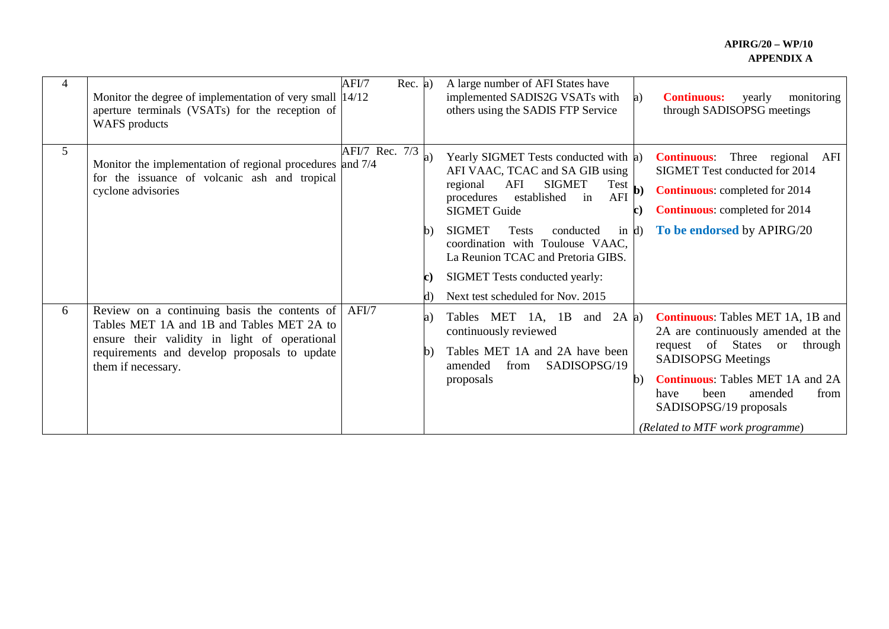| 4 | Monitor the degree of implementation of very small aperture terminals (VSATs) for the reception of WAFS products | AFI/7 Rec. 14/12 | a) A large number of AFI States have implemented SADIS2G VSATs with others using the SADIS FTP Service | a) **Continuous:** yearly monitoring through SADISOPSG meetings |
|---|---|---|---|---|
| 5 | Monitor the implementation of regional procedures for the issuance of volcanic ash and tropical cyclone advisories | AFI/7 Rec. 7/3 and 7/4 | a) Yearly SIGMET Tests conducted with AFI VAAC, TCAC and SA GIB using regional AFI SIGMET Test procedures established in AFI SIGMET Guide<br><br>b) SIGMET Tests conducted in coordination with Toulouse VAAC, La Reunion TCAC and Pretoria GIBS.<br><br>**c)** SIGMET Tests conducted yearly:<br><br>d) Next test scheduled for Nov. 2015 | a) **Continuous**: Three regional AFI SIGMET Test conducted for 2014<br><br>**b)** **Continuous**: completed for 2014<br><br>**c)** **Continuous**: completed for 2014<br><br>d) **To be endorsed** by APIRG/20 |
| 6 | Review on a continuing basis the contents of Tables MET 1A and 1B and Tables MET 2A to ensure their validity in light of operational requirements and develop proposals to update them if necessary. | AFI/7 | a) Tables MET 1A, 1B and 2A continuously reviewed<br><br>b) Tables MET 1A and 2A have been amended from SADISOPSG/19 proposals | a) **Continuous**: Tables MET 1A, 1B and 2A are continuously amended at the request of States or through SADISOPSG Meetings<br><br>b) **Continuous**: Tables MET 1A and 2A have been amended from SADISOPSG/19 proposals<br><br>*(Related to MTF work programme)* |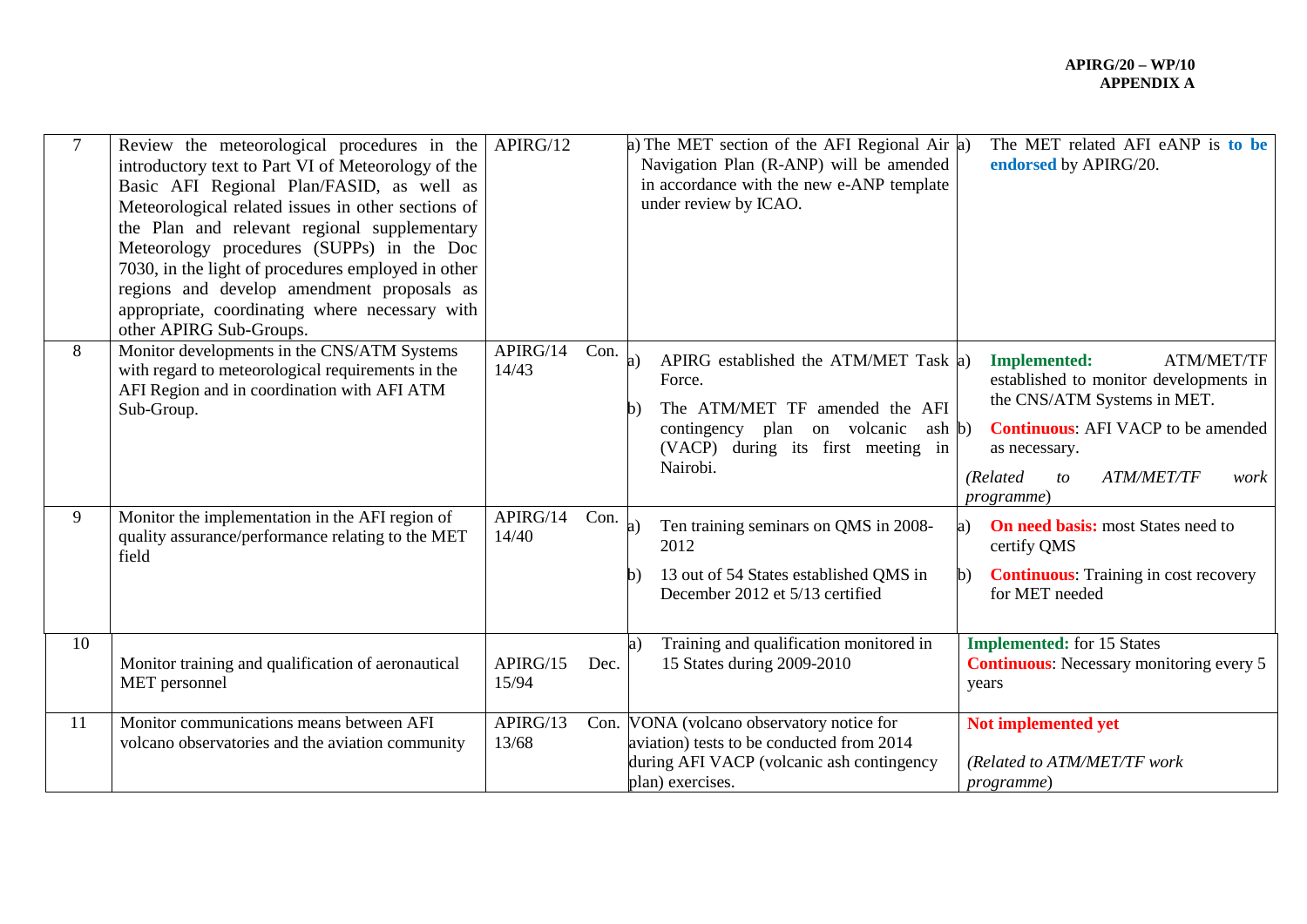| 7 | Review the meteorological procedures in the introductory text to Part VI of Meteorology of the Basic AFI Regional Plan/FASID, as well as Meteorological related issues in other sections of the Plan and relevant regional supplementary Meteorology procedures (SUPPs) in the Doc 7030, in the light of procedures employed in other regions and develop amendment proposals as appropriate, coordinating where necessary with other APIRG Sub-Groups. | APIRG/12 | a) The MET section of the AFI Regional Air Navigation Plan (R-ANP) will be amended in accordance with the new e-ANP template under review by ICAO. | a) The MET related AFI eANP is **to be endorsed** by APIRG/20. |
|---|---|---|---|---|
| 8 | Monitor developments in the CNS/ATM Systems with regard to meteorological requirements in the AFI Region and in coordination with AFI ATM Sub-Group. | APIRG/14 Con. 14/43 | a) APIRG established the ATM/MET Task Force.<br>b) The ATM/MET TF amended the AFI contingency plan on volcanic ash (VACP) during its first meeting in Nairobi. | a) **Implemented:** ATM/MET/TF established to monitor developments in the CNS/ATM Systems in MET.<br>b) **Continuous**: AFI VACP to be amended as necessary.<br>*(Related to ATM/MET/TF work programme)* |
| 9 | Monitor the implementation in the AFI region of quality assurance/performance relating to the MET field | APIRG/14 Con. 14/40 | a) Ten training seminars on QMS in 2008-2012<br>b) 13 out of 54 States established QMS in December 2012 et 5/13 certified | a) **On need basis:** most States need to certify QMS<br>b) **Continuous**: Training in cost recovery for MET needed |
| 10 | Monitor training and qualification of aeronautical MET personnel | APIRG/15 Dec. 15/94 | a) Training and qualification monitored in 15 States during 2009-2010 | **Implemented:** for 15 States<br>**Continuous**: Necessary monitoring every 5 years |
| 11 | Monitor communications means between AFI volcano observatories and the aviation community | APIRG/13 Con. 13/68 | VONA (volcano observatory notice for aviation) tests to be conducted from 2014 during AFI VACP (volcanic ash contingency plan) exercises. | **Not implemented yet**<br>*(Related to ATM/MET/TF work programme)* |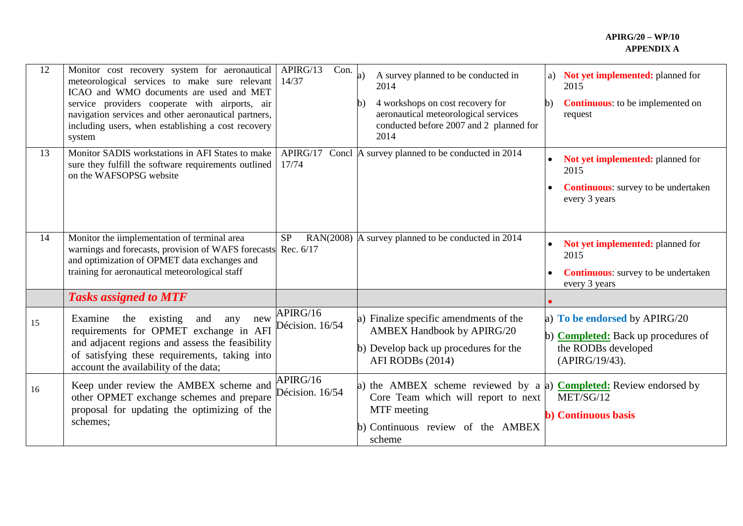| 12 | Monitor cost recovery system for aeronautical meteorological services to make sure relevant ICAO and WMO documents are used and MET service providers cooperate with airports, air navigation services and other aeronautical partners, including users, when establishing a cost recovery system | APIRG/13 Con. 14/37 | a) A survey planned to be conducted in 2014<br>b) 4 workshops on cost recovery for aeronautical meteorological services conducted before 2007 and 2 planned for 2014 | a) **Not yet implemented:** planned for 2015<br>b) **Continuous**: to be implemented on request |
|---|---|---|---|---|
| 13 | Monitor SADIS workstations in AFI States to make sure they fulfill the software requirements outlined on the WAFSOPSG website | APIRG/17 Concl 17/74 | A survey planned to be conducted in 2014 | • **Not yet implemented:** planned for 2015<br>• **Continuous**: survey to be undertaken every 3 years |
| 14 | Monitor the iimplementation of terminal area warnings and forecasts, provision of WAFS forecasts and optimization of OPMET data exchanges and training for aeronautical meteorological staff | SP RAN(2008) Rec. 6/17 | A survey planned to be conducted in 2014 | • **Not yet implemented:** planned for 2015<br>• **Continuous**: survey to be undertaken every 3 years |
| | ***Tasks assigned to MTF*** | | | • |
| 15 | Examine the existing and any new requirements for OPMET exchange in AFI and adjacent regions and assess the feasibility of satisfying these requirements, taking into account the availability of the data; | APIRG/16 Décision. 16/54 | a) Finalize specific amendments of the AMBEX Handbook by APIRG/20<br>b) Develop back up procedures for the AFI RODBs (2014) | a) **To be endorsed** by APIRG/20<br>b) **Completed:** Back up procedures of the RODBs developed (APIRG/19/43). |
| 16 | Keep under review the AMBEX scheme and other OPMET exchange schemes and prepare proposal for updating the optimizing of the schemes; | APIRG/16 Décision. 16/54 | a) the AMBEX scheme reviewed by a Core Team which will report to next MTF meeting<br>b) Continuous review of the AMBEX scheme | a) **Completed:** Review endorsed by MET/SG/12<br>**b) Continuous basis** |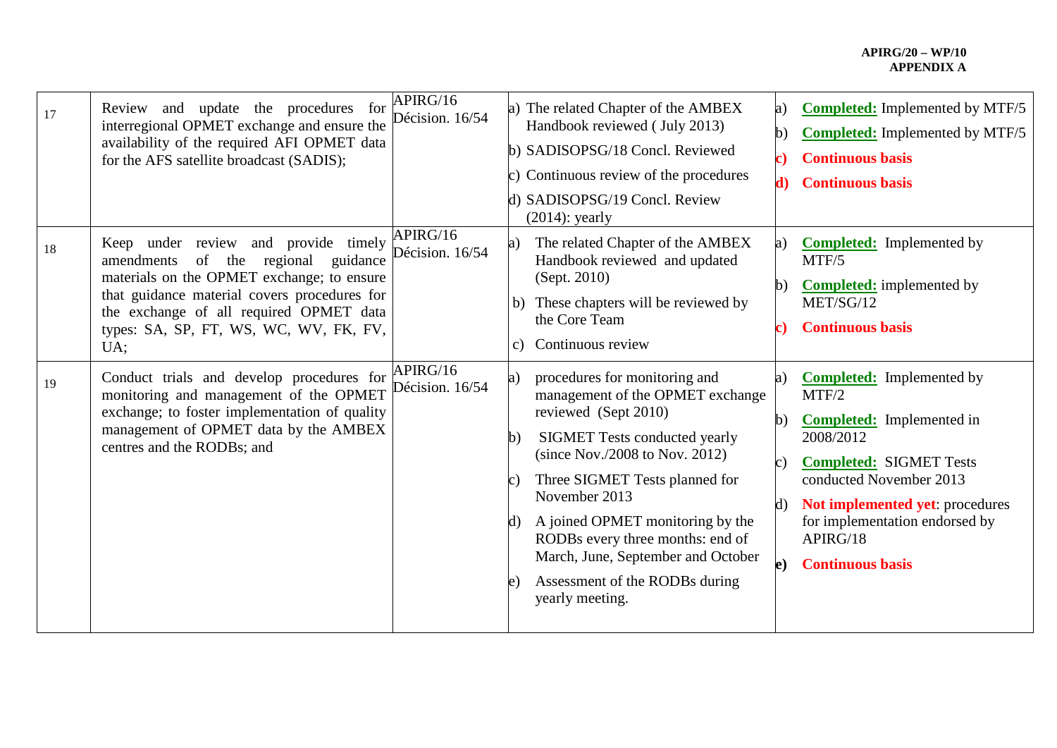| | | | | |
|---|---|---|---|---|
| 17 | Review and update the procedures for interregional OPMET exchange and ensure the availability of the required AFI OPMET data for the AFS satellite broadcast (SADIS); | APIRG/16 Décision. 16/54 | a) The related Chapter of the AMBEX Handbook reviewed ( July 2013)<br>b) SADISOPSG/18 Concl. Reviewed<br>c) Continuous review of the procedures<br>d) SADISOPSG/19 Concl. Review (2014): yearly | a) **Completed:** Implemented by MTF/5<br>b) **Completed:** Implemented by MTF/5<br>**c) Continuous basis**<br>**d) Continuous basis** |
| 18 | Keep under review and provide timely amendments of the regional guidance materials on the OPMET exchange; to ensure that guidance material covers procedures for the exchange of all required OPMET data types: SA, SP, FT, WS, WC, WV, FK, FV, UA; | APIRG/16 Décision. 16/54 | a) The related Chapter of the AMBEX Handbook reviewed and updated (Sept. 2010)<br>b) These chapters will be reviewed by the Core Team<br>c) Continuous review | a) **Completed:** Implemented by MTF/5<br>b) **Completed:** implemented by MET/SG/12<br>**c) Continuous basis** |
| 19 | Conduct trials and develop procedures for monitoring and management of the OPMET exchange; to foster implementation of quality management of OPMET data by the AMBEX centres and the RODBs; and | APIRG/16 Décision. 16/54 | a) procedures for monitoring and management of the OPMET exchange reviewed (Sept 2010)<br>b) SIGMET Tests conducted yearly (since Nov./2008 to Nov. 2012)<br>c) Three SIGMET Tests planned for November 2013<br>d) A joined OPMET monitoring by the RODBs every three months: end of March, June, September and October<br>e) Assessment of the RODBs during yearly meeting. | a) **Completed:** Implemented by MTF/2<br>b) **Completed:** Implemented in 2008/2012<br>c) **Completed:** SIGMET Tests conducted November 2013<br>d) **Not implemented yet**: procedures for implementation endorsed by APIRG/18<br>**e) Continuous basis** |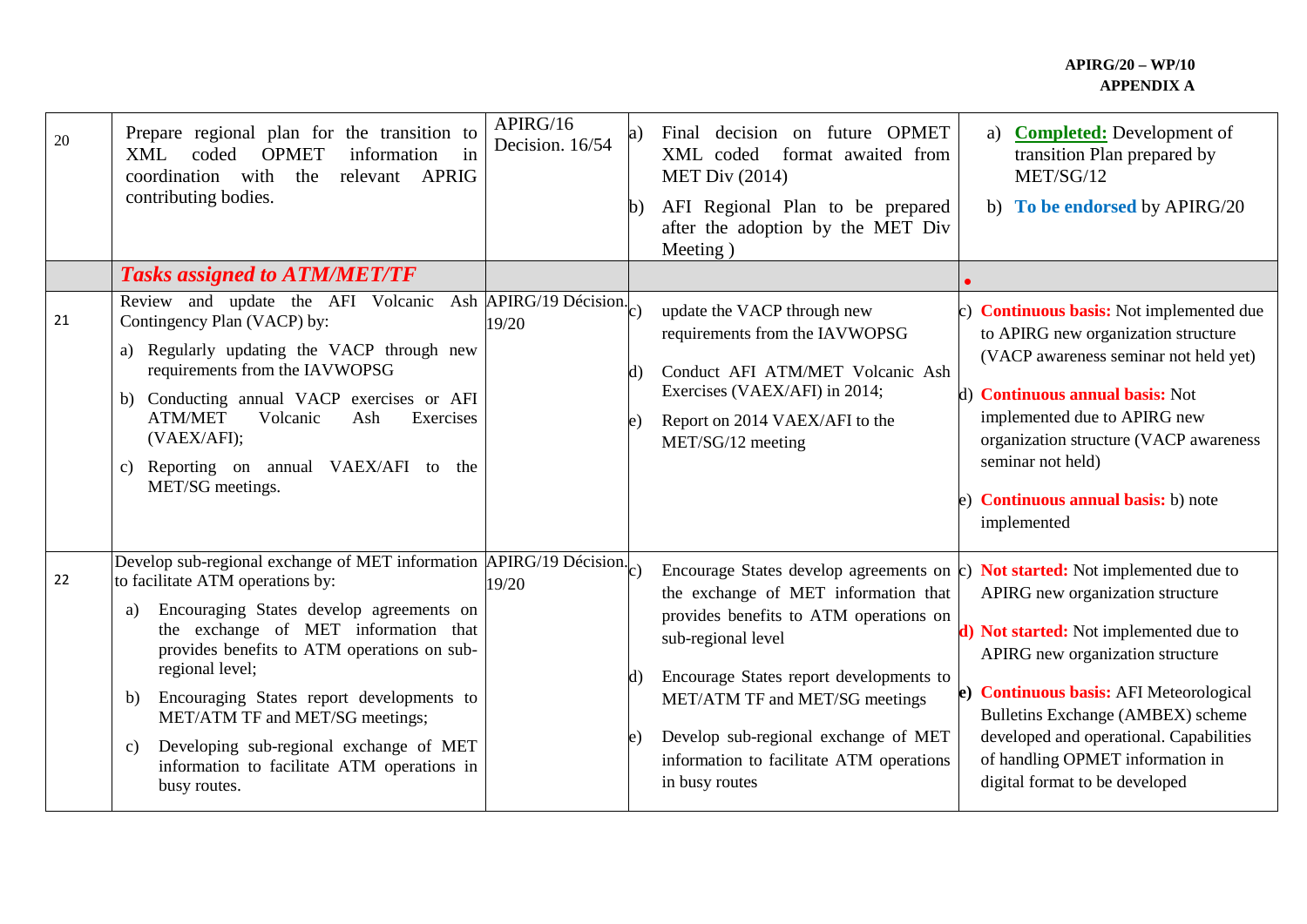| | | | | |
|---|---|---|---|---|
| 20 | Prepare regional plan for the transition to XML coded OPMET information in coordination with the relevant APRIG contributing bodies. | APIRG/16 Decision. 16/54 | a) Final decision on future OPMET XML coded format awaited from MET Div (2014)<br>b) AFI Regional Plan to be prepared after the adoption by the MET Div Meeting ) | a) **Completed:** Development of transition Plan prepared by MET/SG/12<br>b) **To be endorsed** by APIRG/20 |
| | ***Tasks assigned to ATM/MET/TF*** | | | • |
| 21 | Review and update the AFI Volcanic Ash Contingency Plan (VACP) by:<br>a) Regularly updating the VACP through new requirements from the IAVWOPSG<br>b) Conducting annual VACP exercises or AFI ATM/MET Volcanic Ash Exercises (VAEX/AFI);<br>c) Reporting on annual VAEX/AFI to the MET/SG meetings. | APIRG/19 Décision. 19/20 | c) update the VACP through new requirements from the IAVWOPSG<br>d) Conduct AFI ATM/MET Volcanic Ash Exercises (VAEX/AFI) in 2014;<br>e) Report on 2014 VAEX/AFI to the MET/SG/12 meeting | c) **Continuous basis:** Not implemented due to APIRG new organization structure (VACP awareness seminar not held yet)<br>d) **Continuous annual basis:** Not implemented due to APIRG new organization structure (VACP awareness seminar not held)<br>e) **Continuous annual basis:** b) note implemented |
| 22 | Develop sub-regional exchange of MET information to facilitate ATM operations by:<br>a) Encouraging States develop agreements on the exchange of MET information that provides benefits to ATM operations on sub-regional level;<br>b) Encouraging States report developments to MET/ATM TF and MET/SG meetings;<br>c) Developing sub-regional exchange of MET information to facilitate ATM operations in busy routes. | APIRG/19 Décision. 19/20 | c) Encourage States develop agreements on the exchange of MET information that provides benefits to ATM operations on sub-regional level<br>d) Encourage States report developments to MET/ATM TF and MET/SG meetings<br>e) Develop sub-regional exchange of MET information to facilitate ATM operations in busy routes | c) **Not started:** Not implemented due to APIRG new organization structure<br>**d) Not started:** Not implemented due to APIRG new organization structure<br>**e) Continuous basis:** AFI Meteorological Bulletins Exchange (AMBEX) scheme developed and operational. Capabilities of handling OPMET information in digital format to be developed |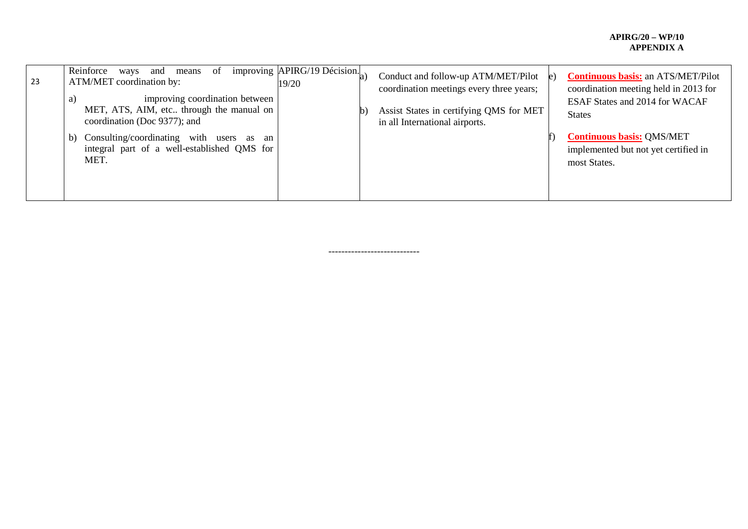| | | | | |
|---|---|---|---|---|
| 23 | Reinforce ways and means of improving ATM/MET coordination by:<br>a) improving coordination between MET, ATS, AIM, etc.. through the manual on coordination (Doc 9377); and<br>b) Consulting/coordinating with users as an integral part of a well-established QMS for MET. | APIRG/19 Décision. 19/20 | a) Conduct and follow-up ATM/MET/Pilot coordination meetings every three years;<br>b) Assist States in certifying QMS for MET in all International airports. | e) **Continuous basis:** an ATS/MET/Pilot coordination meeting held in 2013 for ESAF States and 2014 for WACAF States<br>f) **Continuous basis:** QMS/MET implemented but not yet certified in most States. |

---------------------------